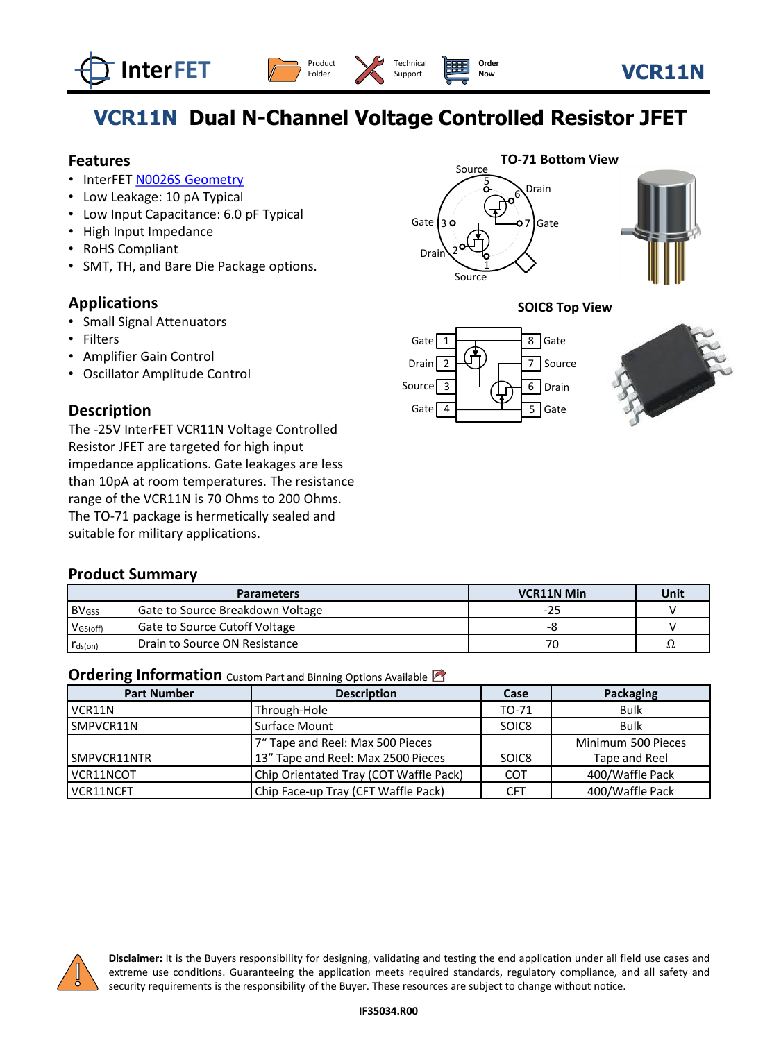# VCR11N Dual N-Channel Voltage Controlled Resistor JFET

## Features

- InterFET N0026S Geometry
- Low Leakage: 10 pA Typical
- Low Input Capacitance: 6.0 pF Typical
- High Input Impedance
- RoHS Compliant
- SMT, TH, and Bare Die Package options.

## Applications

- Small Signal Attenuators
- Filters
- Amplifier Gain Control
- Oscillator Amplitude Control

## Description

The -25V InterFET VCR11N Voltage Controlled Resistor JFET are targeted for high input impedance applications. Gate leakages are less than 10pA at room temperatures. The resistance range of the VCR11N is 70 Ohms to 200 Ohms. The TO-71 package is hermetically sealed and suitable for military applications.

**TO-71 Bottom View**

**SOIC8 Top View**

## Product Summary

| Parameters | | VCR11N Min | Unit |
|---|---|---|---|
| $BV_{GSS}$ | Gate to Source Breakdown Voltage | -25 | V |
| $V_{GS(off)}$ | Gate to Source Cutoff Voltage | -8 | V |
| $r_{ds(on)}$ | Drain to Source ON Resistance | 70 | Ω |

## Ordering Information Custom Part and Binning Options Available

| Part Number | Description | Case | Packaging |
|---|---|---|---|
| VCR11N | Through-Hole | TO-71 | Bulk |
| SMPVCR11N | Surface Mount | SOIC8 | Bulk |
| SMPVCR11NTR | 7" Tape and Reel: Max 500 Pieces<br>13" Tape and Reel: Max 2500 Pieces | SOIC8 | Minimum 500 Pieces<br>Tape and Reel |
| VCR11NCOT | Chip Orientated Tray (COT Waffle Pack) | COT | 400/Waffle Pack |
| VCR11NCFT | Chip Face-up Tray (CFT Waffle Pack) | CFT | 400/Waffle Pack |

**Disclaimer:** It is the Buyers responsibility for designing, validating and testing the end application under all field use cases and extreme use conditions. Guaranteeing the application meets required standards, regulatory compliance, and all safety and security requirements is the responsibility of the Buyer. These resources are subject to change without notice.

IF35034.R00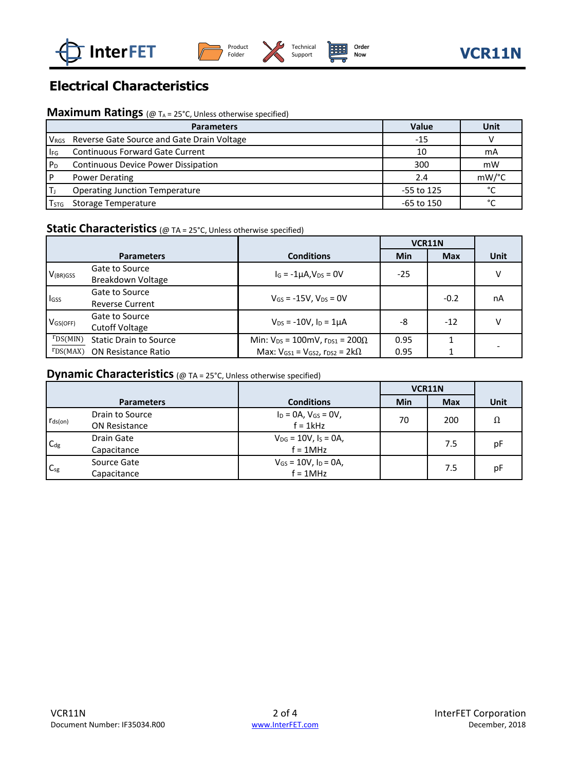# Electrical Characteristics

## Maximum Ratings (@ $T_A$ = 25°C, Unless otherwise specified)

| Parameters | | Value | Unit |
|---|---|---|---|
| $V_{RGS}$ | Reverse Gate Source and Gate Drain Voltage | -15 | V |
| $I_{FG}$ | Continuous Forward Gate Current | 10 | mA |
| $P_D$ | Continuous Device Power Dissipation | 300 | mW |
| P | Power Derating | 2.4 | mW/°C |
| $T_J$ | Operating Junction Temperature | -55 to 125 | °C |
| $T_{STG}$ | Storage Temperature | -65 to 150 | °C |

## Static Characteristics (@ TA = 25°C, Unless otherwise specified)

| Parameters | | Conditions | VCR11N | | Unit |
|---|---|---|---|---|---|
| | | | Min | Max | |
| $V_{(BR)GSS}$ | Gate to Source Breakdown Voltage | $I_G$ = -1µA, $V_{DS}$ = 0V | -25 | | V |
| $I_{GSS}$ | Gate to Source Reverse Current | $V_{GS}$ = -15V, $V_{DS}$ = 0V | | -0.2 | nA |
| $V_{GS(OFF)}$ | Gate to Source Cutoff Voltage | $V_{DS}$ = -10V, $I_D$ = 1µA | -8 | -12 | V |
| $r_{DS(MIN)}$ $r_{DS(MAX)}$ | Static Drain to Source ON Resistance Ratio | Min: $V_{DS}$ = 100mV, $r_{DS1}$ = 200Ω Max: $V_{GS1}$ = $V_{GS2}$, $r_{DS2}$ = 2kΩ | 0.95 0.95 | 1 1 | - |

## Dynamic Characteristics (@ TA = 25°C, Unless otherwise specified)

| Parameters | | Conditions | VCR11N | | Unit |
|---|---|---|---|---|---|
| | | | Min | Max | |
| $r_{ds(on)}$ | Drain to Source ON Resistance | $I_D$ = 0A, $V_{GS}$ = 0V, f = 1kHz | 70 | 200 | Ω |
| $C_{dg}$ | Drain Gate Capacitance | $V_{DG}$ = 10V, $I_S$ = 0A, f = 1MHz | | 7.5 | pF |
| $C_{sg}$ | Source Gate Capacitance | $V_{GS}$ = 10V, $I_D$ = 0A, f = 1MHz | | 7.5 | pF |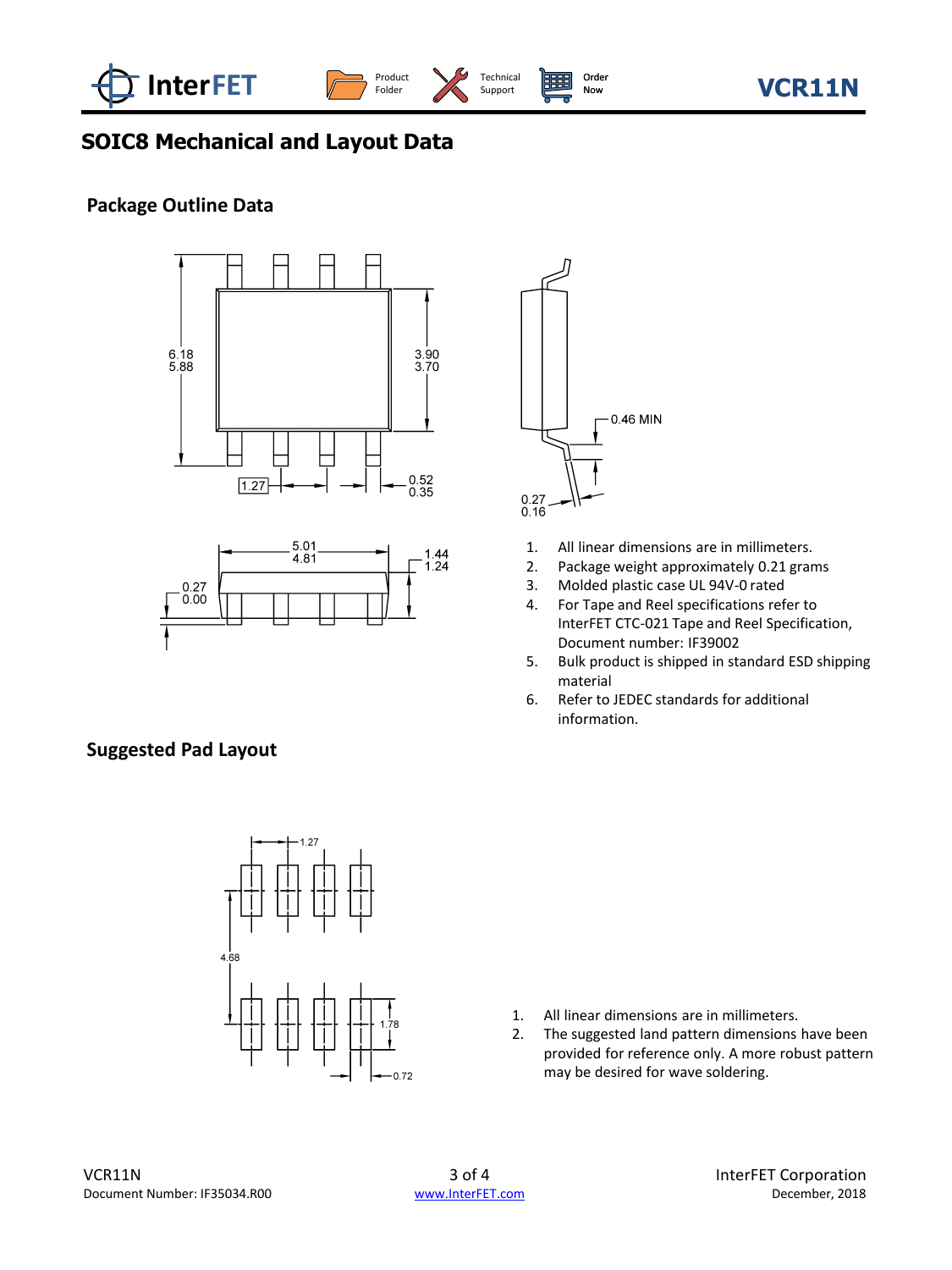## SOIC8 Mechanical and Layout Data

### Package Outline Data

1. All linear dimensions are in millimeters.
2. Package weight approximately 0.21 grams
3. Molded plastic case UL 94V-0 rated
4. For Tape and Reel specifications refer to InterFET CTC-021 Tape and Reel Specification, Document number: IF39002
5. Bulk product is shipped in standard ESD shipping material
6. Refer to JEDEC standards for additional information.

### Suggested Pad Layout

1. All linear dimensions are in millimeters.
2. The suggested land pattern dimensions have been provided for reference only. A more robust pattern may be desired for wave soldering.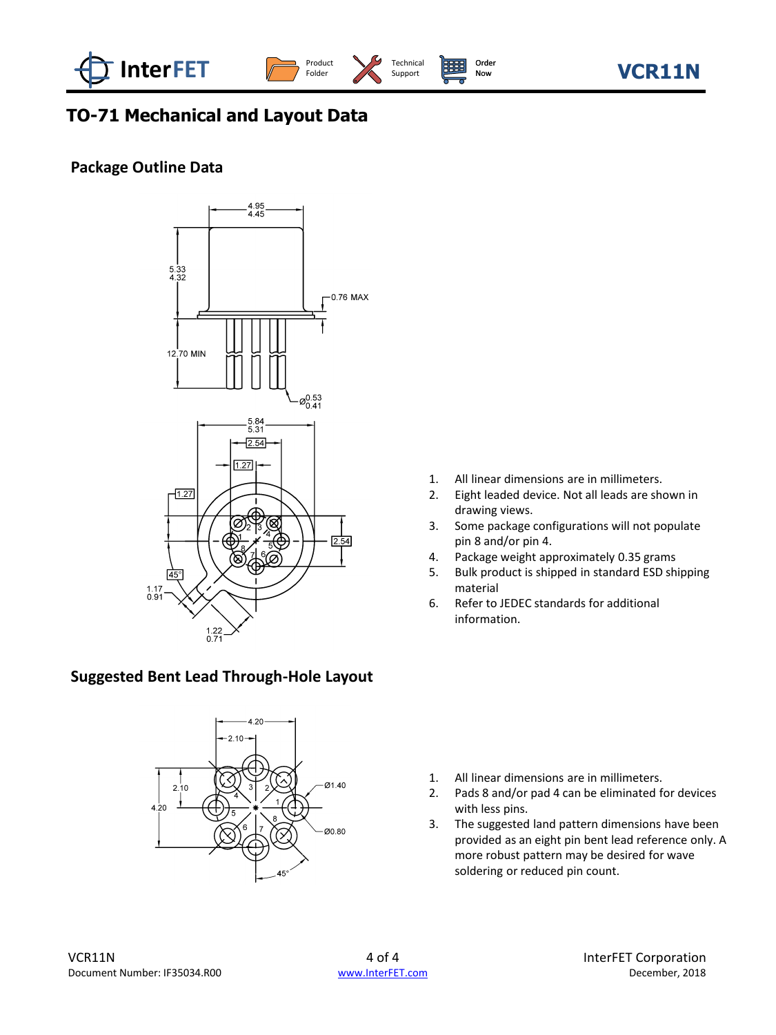# TO-71 Mechanical and Layout Data

## Package Outline Data

4.95
4.45

5.33
4.32

0.76 MAX

12.70 MIN

Ø0.53
0.41

5.84
5.31

2.54

1.27

1.27

2.54

45°

1.17
0.91

1.22
0.71

1. All linear dimensions are in millimeters.
2. Eight leaded device. Not all leads are shown in drawing views.
3. Some package configurations will not populate pin 8 and/or pin 4.
4. Package weight approximately 0.35 grams
5. Bulk product is shipped in standard ESD shipping material
6. Refer to JEDEC standards for additional information.

## Suggested Bent Lead Through-Hole Layout

4.20

2.10

2.10

4.20

Ø1.40

Ø0.80

45°

1. All linear dimensions are in millimeters.
2. Pads 8 and/or pad 4 can be eliminated for devices with less pins.
3. The suggested land pattern dimensions have been provided as an eight pin bent lead reference only. A more robust pattern may be desired for wave soldering or reduced pin count.